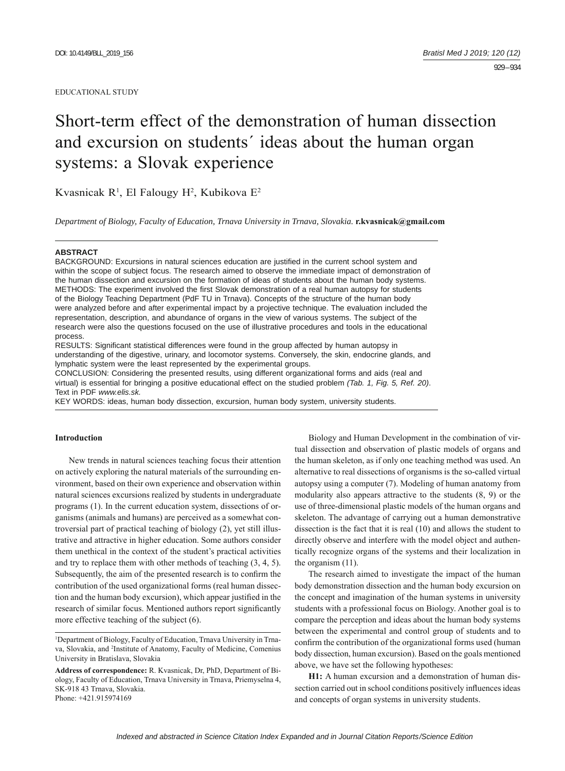EDUCATIONAL STUDY

# Short-term effect of the demonstration of human dissection and excursion on students´ ideas about the human organ systems: a Slovak experience

Kvasnicak R[1], El Falougy H[2], Kubikova E[2]

*Department of Biology, Faculty of Education, Trnava University in Trnava, Slovakia.* **r.kvasnicak@gmail.com**

**ABSTRACT**

BACKGROUND: Excursions in natural sciences education are justified in the current school system and within the scope of subject focus. The research aimed to observe the immediate impact of demonstration of the human dissection and excursion on the formation of ideas of students about the human body systems.

METHODS: The experiment involved the first Slovak demonstration of a real human autopsy for students of the Biology Teaching Department (PdF TU in Trnava). Concepts of the structure of the human body were analyzed before and after experimental impact by a projective technique. The evaluation included the representation, description, and abundance of organs in the view of various systems. The subject of the research were also the questions focused on the use of illustrative procedures and tools in the educational process.

RESULTS: Significant statistical differences were found in the group affected by human autopsy in understanding of the digestive, urinary, and locomotor systems. Conversely, the skin, endocrine glands, and lymphatic system were the least represented by the experimental groups.

CONCLUSION: Considering the presented results, using different organizational forms and aids (real and virtual) is essential for bringing a positive educational effect on the studied problem *(Tab. 1, Fig. 5, Ref. 20)*. Text in PDF *www.elis.sk.*

KEY WORDS: ideas, human body dissection, excursion, human body system, university students.

## Introduction

New trends in natural sciences teaching focus their attention on actively exploring the natural materials of the surrounding environment, based on their own experience and observation within natural sciences excursions realized by students in undergraduate programs (1). In the current education system, dissections of organisms (animals and humans) are perceived as a somewhat controversial part of practical teaching of biology (2), yet still illustrative and attractive in higher education. Some authors consider them unethical in the context of the student's practical activities and try to replace them with other methods of teaching (3, 4, 5). Subsequently, the aim of the presented research is to confirm the contribution of the used organizational forms (real human dissection and the human body excursion), which appear justified in the research of similar focus. Mentioned authors report significantly more effective teaching of the subject (6).

Biology and Human Development in the combination of virtual dissection and observation of plastic models of organs and the human skeleton, as if only one teaching method was used. An alternative to real dissections of organisms is the so-called virtual autopsy using a computer (7). Modeling of human anatomy from modularity also appears attractive to the students (8, 9) or the use of three-dimensional plastic models of the human organs and skeleton. The advantage of carrying out a human demonstrative dissection is the fact that it is real (10) and allows the student to directly observe and interfere with the model object and authentically recognize organs of the systems and their localization in the organism (11).

The research aimed to investigate the impact of the human body demonstration dissection and the human body excursion on the concept and imagination of the human systems in university students with a professional focus on Biology. Another goal is to compare the perception and ideas about the human body systems between the experimental and control group of students and to confirm the contribution of the organizational forms used (human body dissection, human excursion). Based on the goals mentioned above, we have set the following hypotheses:

**H1:** A human excursion and a demonstration of human dissection carried out in school conditions positively influences ideas and concepts of organ systems in university students.

---

[1]Department of Biology, Faculty of Education, Trnava University in Trnava, Slovakia, and [2]Institute of Anatomy, Faculty of Medicine, Comenius University in Bratislava, Slovakia

**Address of correspondence:** R. Kvasnicak, Dr, PhD, Department of Biology, Faculty of Education, Trnava University in Trnava, Priemyselna 4, SK-918 43 Trnava, Slovakia.
Phone: +421.915974169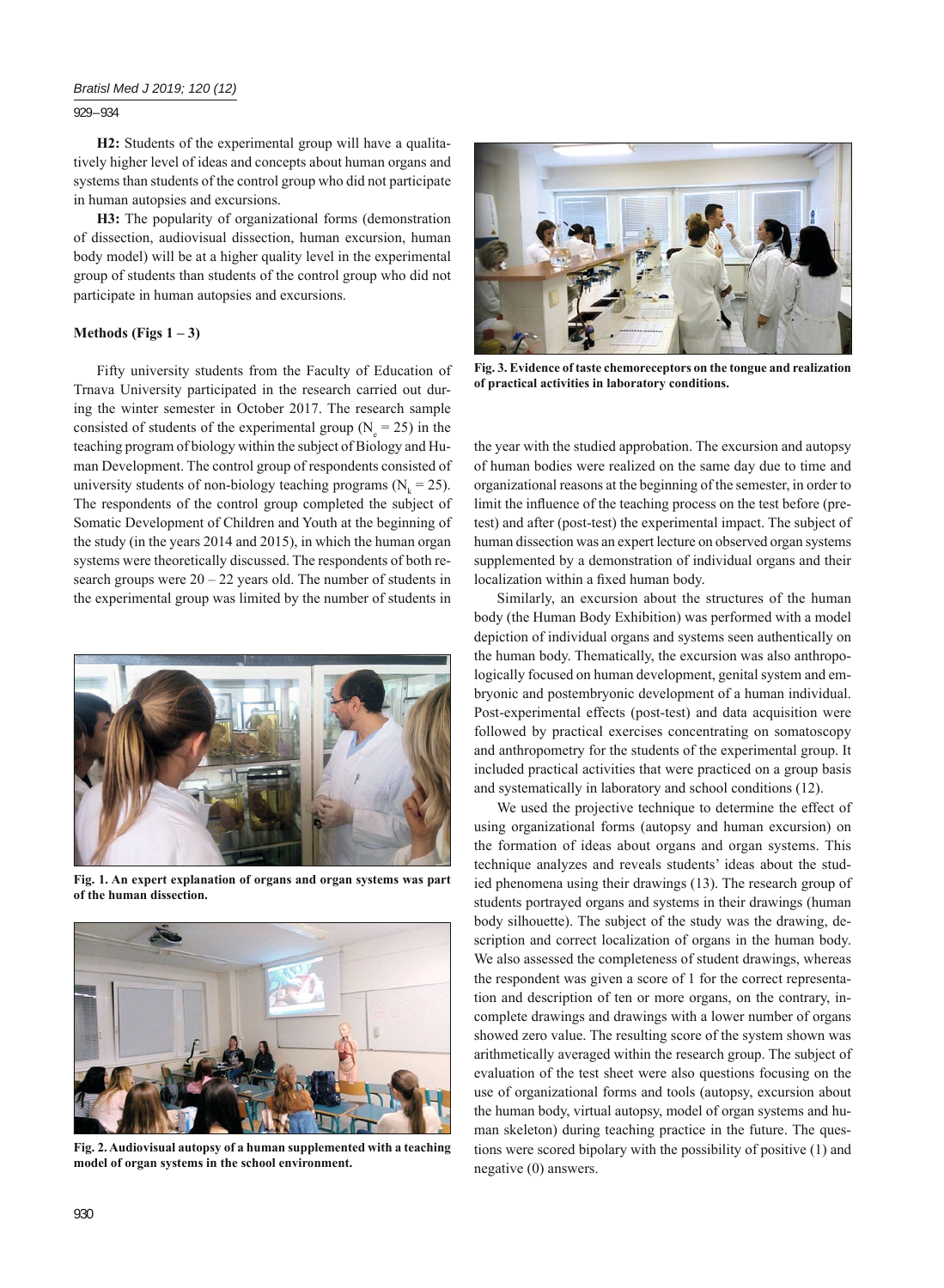**H2:** Students of the experimental group will have a qualitatively higher level of ideas and concepts about human organs and systems than students of the control group who did not participate in human autopsies and excursions.

**H3:** The popularity of organizational forms (demonstration of dissection, audiovisual dissection, human excursion, human body model) will be at a higher quality level in the experimental group of students than students of the control group who did not participate in human autopsies and excursions.

## Methods (Figs 1 – 3)

Fifty university students from the Faculty of Education of Trnava University participated in the research carried out during the winter semester in October 2017. The research sample consisted of students of the experimental group ($N_e = 25$) in the teaching program of biology within the subject of Biology and Human Development. The control group of respondents consisted of university students of non-biology teaching programs ($N_k = 25$). The respondents of the control group completed the subject of Somatic Development of Children and Youth at the beginning of the study (in the years 2014 and 2015), in which the human organ systems were theoretically discussed. The respondents of both research groups were 20 – 22 years old. The number of students in the experimental group was limited by the number of students in the year with the studied approbation. The excursion and autopsy of human bodies were realized on the same day due to time and organizational reasons at the beginning of the semester, in order to limit the influence of the teaching process on the test before (pre-test) and after (post-test) the experimental impact. The subject of human dissection was an expert lecture on observed organ systems supplemented by a demonstration of individual organs and their localization within a fixed human body.

**Fig. 1. An expert explanation of organs and organ systems was part of the human dissection.**

**Fig. 2. Audiovisual autopsy of a human supplemented with a teaching model of organ systems in the school environment.**

**Fig. 3. Evidence of taste chemoreceptors on the tongue and realization of practical activities in laboratory conditions.**

Similarly, an excursion about the structures of the human body (the Human Body Exhibition) was performed with a model depiction of individual organs and systems seen authentically on the human body. Thematically, the excursion was also anthropologically focused on human development, genital system and embryonic and postembryonic development of a human individual. Post-experimental effects (post-test) and data acquisition were followed by practical exercises concentrating on somatoscopy and anthropometry for the students of the experimental group. It included practical activities that were practiced on a group basis and systematically in laboratory and school conditions (12).

We used the projective technique to determine the effect of using organizational forms (autopsy and human excursion) on the formation of ideas about organs and organ systems. This technique analyzes and reveals students' ideas about the studied phenomena using their drawings (13). The research group of students portrayed organs and systems in their drawings (human body silhouette). The subject of the study was the drawing, description and correct localization of organs in the human body. We also assessed the completeness of student drawings, whereas the respondent was given a score of 1 for the correct representation and description of ten or more organs, on the contrary, incomplete drawings and drawings with a lower number of organs showed zero value. The resulting score of the system shown was arithmetically averaged within the research group. The subject of evaluation of the test sheet were also questions focusing on the use of organizational forms and tools (autopsy, excursion about the human body, virtual autopsy, model of organ systems and human skeleton) during teaching practice in the future. The questions were scored bipolary with the possibility of positive (1) and negative (0) answers.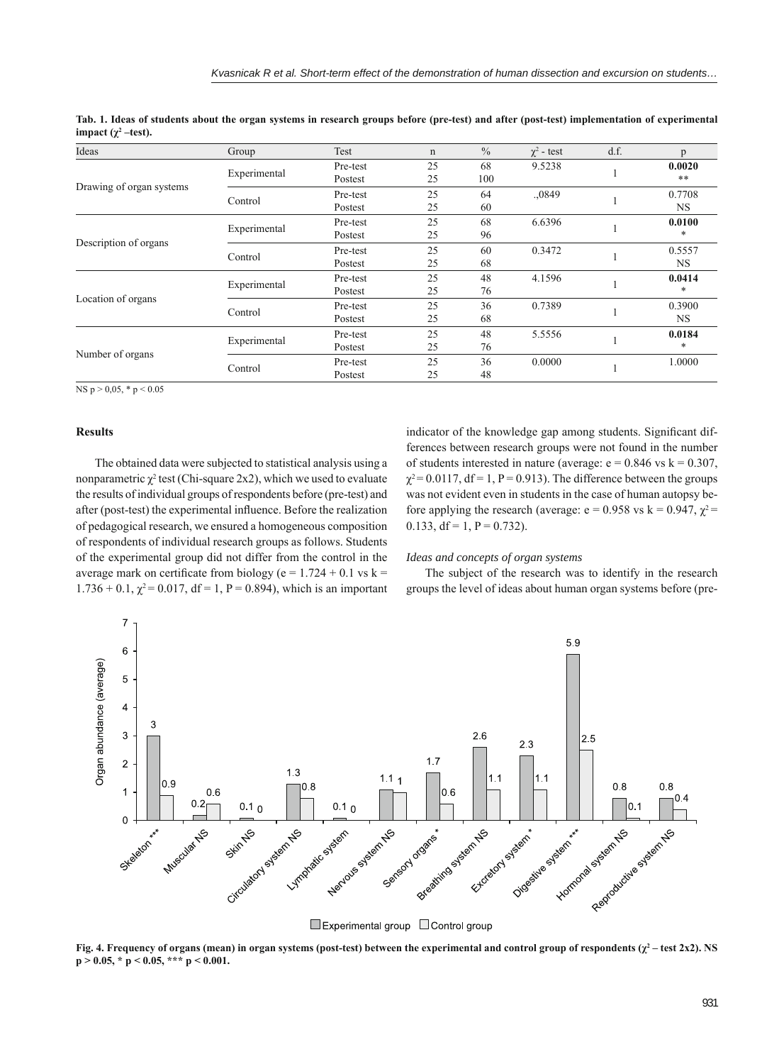**Tab. 1. Ideas of students about the organ systems in research groups before (pre-test) and after (post-test) implementation of experimental impact ($\chi^2$ –test).**

| Ideas | Group | Test | n | % | $\chi^2$ - test | d.f. | p |
|---|---|---|---|---|---|---|---|
| Drawing of organ systems | Experimental | Pre-test | 25 | 68 | 9.5238 | 1 | **0.0020** |
| | | Postest | 25 | 100 | | | ** |
| | Control | Pre-test | 25 | 64 | .,0849 | 1 | 0.7708 |
| | | Postest | 25 | 60 | | | NS |
| Description of organs | Experimental | Pre-test | 25 | 68 | 6.6396 | 1 | **0.0100** |
| | | Postest | 25 | 96 | | | * |
| | Control | Pre-test | 25 | 60 | 0.3472 | 1 | 0.5557 |
| | | Postest | 25 | 68 | | | NS |
| Location of organs | Experimental | Pre-test | 25 | 48 | 4.1596 | 1 | **0.0414** |
| | | Postest | 25 | 76 | | | * |
| | Control | Pre-test | 25 | 36 | 0.7389 | 1 | 0.3900 |
| | | Postest | 25 | 68 | | | NS |
| Number of organs | Experimental | Pre-test | 25 | 48 | 5.5556 | 1 | **0.0184** |
| | | Postest | 25 | 76 | | | * |
| | Control | Pre-test | 25 | 36 | 0.0000 | 1 | 1.0000 |
| | | Postest | 25 | 48 | | | |

NS p > 0,05, * p < 0.05

## Results

The obtained data were subjected to statistical analysis using a nonparametric $\chi^2$ test (Chi-square 2x2), which we used to evaluate the results of individual groups of respondents before (pre-test) and after (post-test) the experimental influence. Before the realization of pedagogical research, we ensured a homogeneous composition of respondents of individual research groups as follows. Students of the experimental group did not differ from the control in the average mark on certificate from biology (e = 1.724 + 0.1 vs k = 1.736 + 0.1, $\chi^2 = 0.017$, df = 1, P = 0.894), which is an important indicator of the knowledge gap among students. Significant differences between research groups were not found in the number of students interested in nature (average: e = 0.846 vs k = 0.307, $\chi^2 = 0.0117$, df = 1, P = 0.913). The difference between the groups was not evident even in students in the case of human autopsy before applying the research (average: e = 0.958 vs k = 0.947, $\chi^2 = 0.133$, df = 1, P = 0.732).

### *Ideas and concepts of organ systems*

The subject of the research was to identify in the research groups the level of ideas about human organ systems before (pre-

| Organ system | Experimental group | Control group |
|---|---|---|
| Skeleton *** | 3 | 0.9 |
| Muscular NS | 0.2 | 0.6 |
| Skin NS | 0.1 | 0 |
| Circulatory system NS | 1.3 | 0.8 |
| Lymphatic system | 0.1 | 0 |
| Nervous system NS | 1.1 | 1 |
| Sensory organs * | 1.7 | 0.6 |
| Breathing system NS | 2.6 | 1.1 |
| Excretory system * | 2.3 | 1.1 |
| Digestive system *** | 5.9 | 2.5 |
| Hormonal system NS | 0.8 | 0.1 |
| Reproductive system NS | 0.8 | 0.4 |

**Fig. 4. Frequency of organs (mean) in organ systems (post-test) between the experimental and control group of respondents ($\chi^2$ – test 2x2). NS p > 0.05, * p < 0.05, *** p < 0.001.**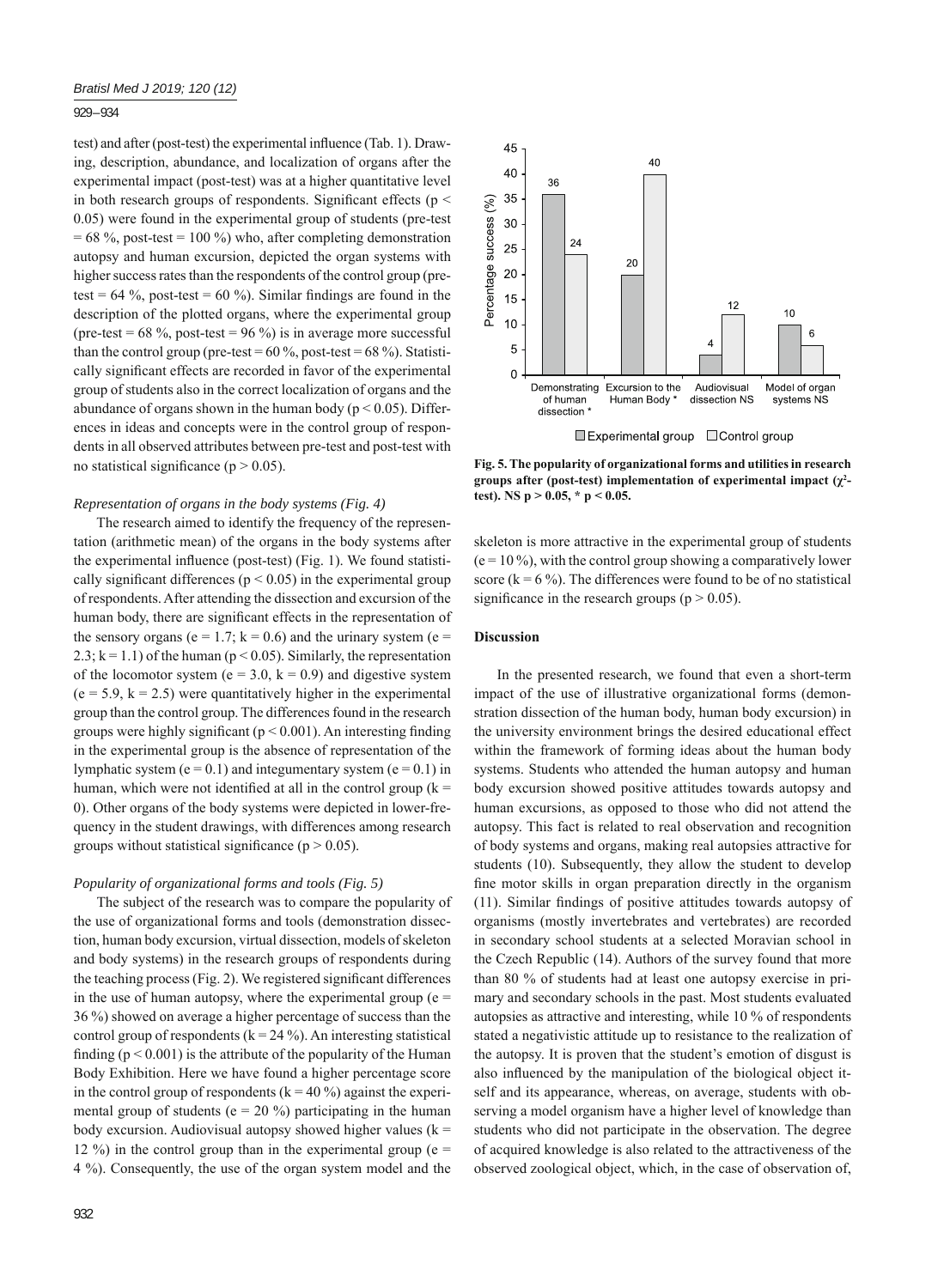test) and after (post-test) the experimental influence (Tab. 1). Drawing, description, abundance, and localization of organs after the experimental impact (post-test) was at a higher quantitative level in both research groups of respondents. Significant effects ($p < 0.05$) were found in the experimental group of students (pre-test = 68 %, post-test = 100 %) who, after completing demonstration autopsy and human excursion, depicted the organ systems with higher success rates than the respondents of the control group (pre-test = 64 %, post-test = 60 %). Similar findings are found in the description of the plotted organs, where the experimental group (pre-test = 68 %, post-test = 96 %) is in average more successful than the control group (pre-test = 60 %, post-test = 68 %). Statistically significant effects are recorded in favor of the experimental group of students also in the correct localization of organs and the abundance of organs shown in the human body ($p < 0.05$). Differences in ideas and concepts were in the control group of respondents in all observed attributes between pre-test and post-test with no statistical significance ($p > 0.05$).

*Representation of organs in the body systems (Fig. 4)*

The research aimed to identify the frequency of the representation (arithmetic mean) of the organs in the body systems after the experimental influence (post-test) (Fig. 1). We found statistically significant differences ($p < 0.05$) in the experimental group of respondents. After attending the dissection and excursion of the human body, there are significant effects in the representation of the sensory organs (e = 1.7; k = 0.6) and the urinary system (e = 2.3; k = 1.1) of the human ($p < 0.05$). Similarly, the representation of the locomotor system (e = 3.0, k = 0.9) and digestive system (e = 5.9, k = 2.5) were quantitatively higher in the experimental group than the control group. The differences found in the research groups were highly significant ($p < 0.001$). An interesting finding in the experimental group is the absence of representation of the lymphatic system (e = 0.1) and integumentary system (e = 0.1) in human, which were not identified at all in the control group (k = 0). Other organs of the body systems were depicted in lower-frequency in the student drawings, with differences among research groups without statistical significance ($p > 0.05$).

*Popularity of organizational forms and tools (Fig. 5)*

The subject of the research was to compare the popularity of the use of organizational forms and tools (demonstration dissection, human body excursion, virtual dissection, models of skeleton and body systems) in the research groups of respondents during the teaching process (Fig. 2). We registered significant differences in the use of human autopsy, where the experimental group (e = 36 %) showed on average a higher percentage of success than the control group of respondents (k = 24 %). An interesting statistical finding ($p < 0.001$) is the attribute of the popularity of the Human Body Exhibition. Here we have found a higher percentage score in the control group of respondents (k = 40 %) against the experimental group of students (e = 20 %) participating in the human body excursion. Audiovisual autopsy showed higher values (k = 12 %) in the control group than in the experimental group (e = 4 %). Consequently, the use of the organ system model and the skeleton is more attractive in the experimental group of students (e = 10 %), with the control group showing a comparatively lower score (k = 6 %). The differences were found to be of no statistical significance in the research groups ($p > 0.05$).

| Percentage success (%) | Demonstrating of human dissection * | Excursion to the Human Body * | Audiovisual dissection NS | Model of organ systems NS |
|---|---|---|---|---|
| Experimental group | 36 | 20 | 4 | 10 |
| Control group | 24 | 40 | 12 | 6 |

**Fig. 5. The popularity of organizational forms and utilities in research groups after (post-test) implementation of experimental impact ($\chi^2$-test). NS $p > 0.05$, * $p < 0.05$.**

## Discussion

In the presented research, we found that even a short-term impact of the use of illustrative organizational forms (demonstration dissection of the human body, human body excursion) in the university environment brings the desired educational effect within the framework of forming ideas about the human body systems. Students who attended the human autopsy and human body excursion showed positive attitudes towards autopsy and human excursions, as opposed to those who did not attend the autopsy. This fact is related to real observation and recognition of body systems and organs, making real autopsies attractive for students (10). Subsequently, they allow the student to develop fine motor skills in organ preparation directly in the organism (11). Similar findings of positive attitudes towards autopsy of organisms (mostly invertebrates and vertebrates) are recorded in secondary school students at a selected Moravian school in the Czech Republic (14). Authors of the survey found that more than 80 % of students had at least one autopsy exercise in primary and secondary schools in the past. Most students evaluated autopsies as attractive and interesting, while 10 % of respondents stated a negativistic attitude up to resistance to the realization of the autopsy. It is proven that the student's emotion of disgust is also influenced by the manipulation of the biological object itself and its appearance, whereas, on average, students with observing a model organism have a higher level of knowledge than students who did not participate in the observation. The degree of acquired knowledge is also related to the attractiveness of the observed zoological object, which, in the case of observation of,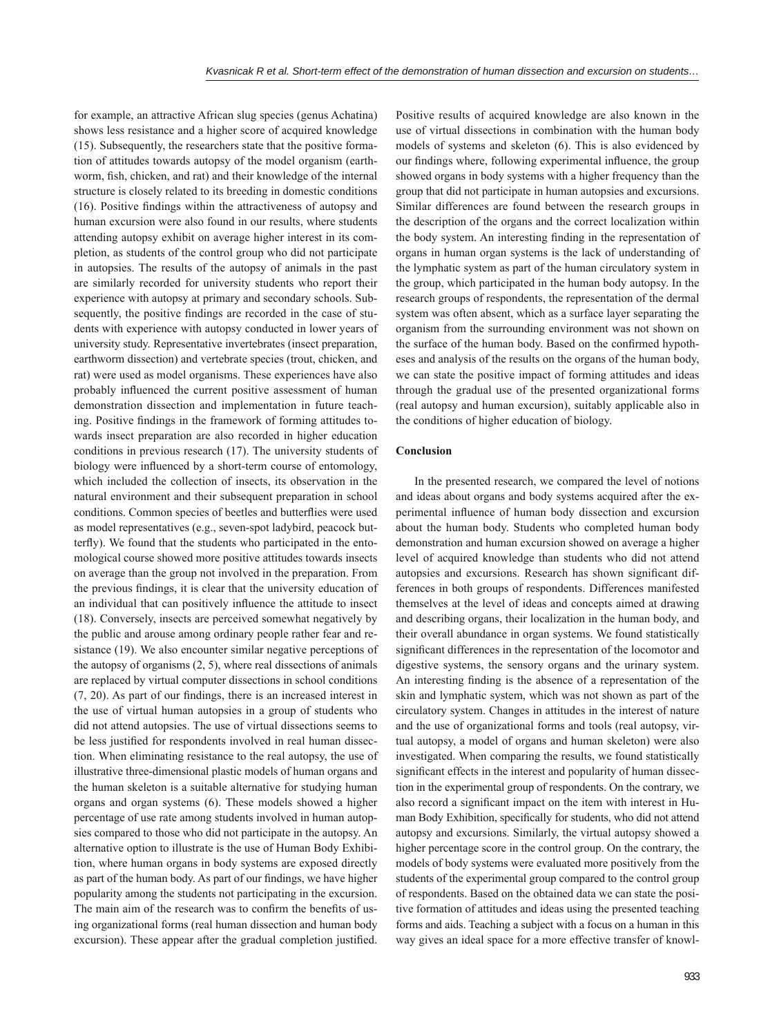for example, an attractive African slug species (genus Achatina) shows less resistance and a higher score of acquired knowledge (15). Subsequently, the researchers state that the positive formation of attitudes towards autopsy of the model organism (earthworm, fish, chicken, and rat) and their knowledge of the internal structure is closely related to its breeding in domestic conditions (16). Positive findings within the attractiveness of autopsy and human excursion were also found in our results, where students attending autopsy exhibit on average higher interest in its completion, as students of the control group who did not participate in autopsies. The results of the autopsy of animals in the past are similarly recorded for university students who report their experience with autopsy at primary and secondary schools. Subsequently, the positive findings are recorded in the case of students with experience with autopsy conducted in lower years of university study. Representative invertebrates (insect preparation, earthworm dissection) and vertebrate species (trout, chicken, and rat) were used as model organisms. These experiences have also probably influenced the current positive assessment of human demonstration dissection and implementation in future teaching. Positive findings in the framework of forming attitudes towards insect preparation are also recorded in higher education conditions in previous research (17). The university students of biology were influenced by a short-term course of entomology, which included the collection of insects, its observation in the natural environment and their subsequent preparation in school conditions. Common species of beetles and butterflies were used as model representatives (e.g., seven-spot ladybird, peacock butterfly). We found that the students who participated in the entomological course showed more positive attitudes towards insects on average than the group not involved in the preparation. From the previous findings, it is clear that the university education of an individual that can positively influence the attitude to insect (18). Conversely, insects are perceived somewhat negatively by the public and arouse among ordinary people rather fear and resistance (19). We also encounter similar negative perceptions of the autopsy of organisms (2, 5), where real dissections of animals are replaced by virtual computer dissections in school conditions (7, 20). As part of our findings, there is an increased interest in the use of virtual human autopsies in a group of students who did not attend autopsies. The use of virtual dissections seems to be less justified for respondents involved in real human dissection. When eliminating resistance to the real autopsy, the use of illustrative three-dimensional plastic models of human organs and the human skeleton is a suitable alternative for studying human organs and organ systems (6). These models showed a higher percentage of use rate among students involved in human autopsies compared to those who did not participate in the autopsy. An alternative option to illustrate is the use of Human Body Exhibition, where human organs in body systems are exposed directly as part of the human body. As part of our findings, we have higher popularity among the students not participating in the excursion. The main aim of the research was to confirm the benefits of using organizational forms (real human dissection and human body excursion). These appear after the gradual completion justified. Positive results of acquired knowledge are also known in the use of virtual dissections in combination with the human body models of systems and skeleton (6). This is also evidenced by our findings where, following experimental influence, the group showed organs in body systems with a higher frequency than the group that did not participate in human autopsies and excursions. Similar differences are found between the research groups in the description of the organs and the correct localization within the body system. An interesting finding in the representation of organs in human organ systems is the lack of understanding of the lymphatic system as part of the human circulatory system in the group, which participated in the human body autopsy. In the research groups of respondents, the representation of the dermal system was often absent, which as a surface layer separating the organism from the surrounding environment was not shown on the surface of the human body. Based on the confirmed hypotheses and analysis of the results on the organs of the human body, we can state the positive impact of forming attitudes and ideas through the gradual use of the presented organizational forms (real autopsy and human excursion), suitably applicable also in the conditions of higher education of biology.

## Conclusion

In the presented research, we compared the level of notions and ideas about organs and body systems acquired after the experimental influence of human body dissection and excursion about the human body. Students who completed human body demonstration and human excursion showed on average a higher level of acquired knowledge than students who did not attend autopsies and excursions. Research has shown significant differences in both groups of respondents. Differences manifested themselves at the level of ideas and concepts aimed at drawing and describing organs, their localization in the human body, and their overall abundance in organ systems. We found statistically significant differences in the representation of the locomotor and digestive systems, the sensory organs and the urinary system. An interesting finding is the absence of a representation of the skin and lymphatic system, which was not shown as part of the circulatory system. Changes in attitudes in the interest of nature and the use of organizational forms and tools (real autopsy, virtual autopsy, a model of organs and human skeleton) were also investigated. When comparing the results, we found statistically significant effects in the interest and popularity of human dissection in the experimental group of respondents. On the contrary, we also record a significant impact on the item with interest in Human Body Exhibition, specifically for students, who did not attend autopsy and excursions. Similarly, the virtual autopsy showed a higher percentage score in the control group. On the contrary, the models of body systems were evaluated more positively from the students of the experimental group compared to the control group of respondents. Based on the obtained data we can state the positive formation of attitudes and ideas using the presented teaching forms and aids. Teaching a subject with a focus on a human in this way gives an ideal space for a more effective transfer of knowl-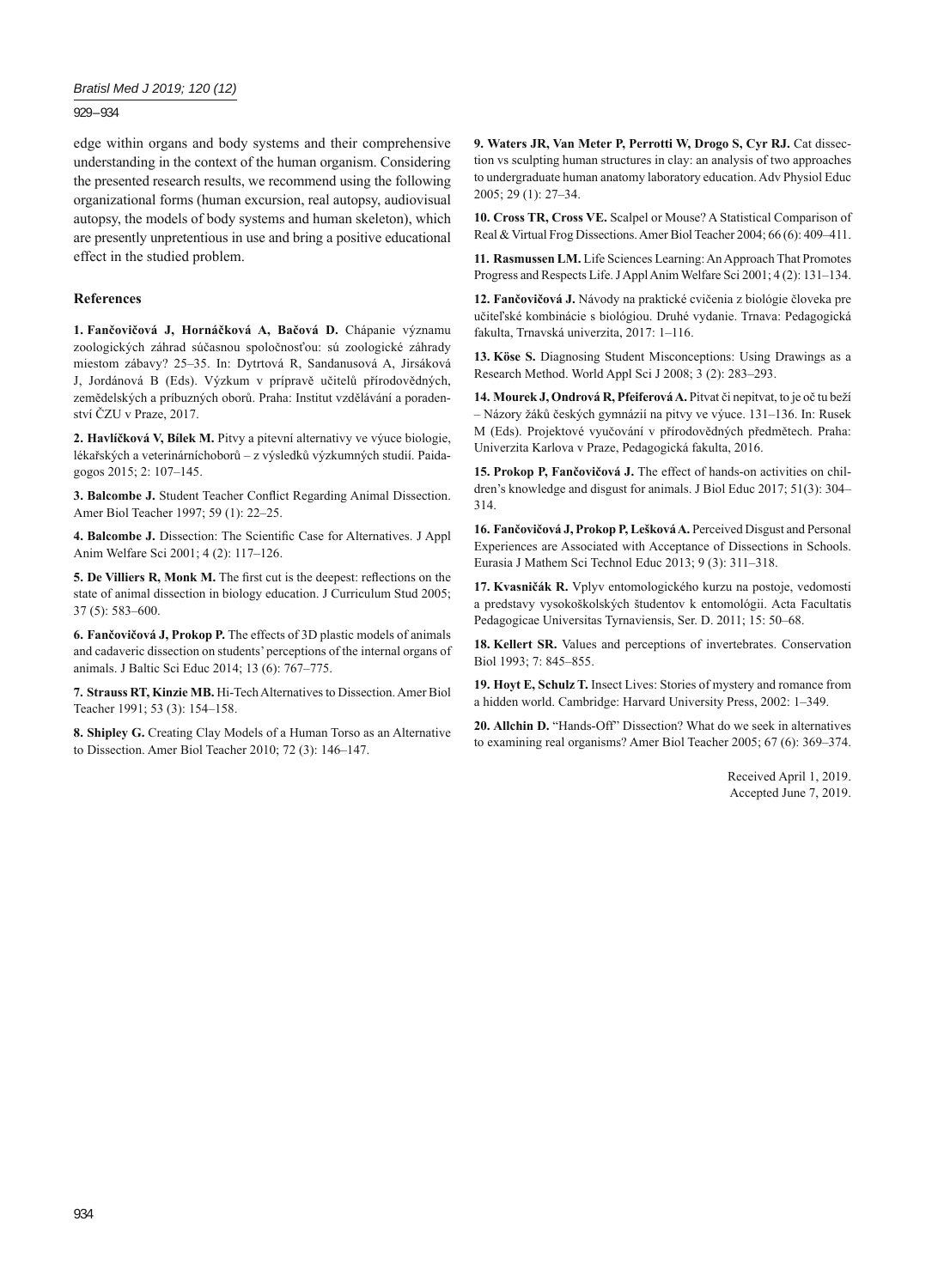edge within organs and body systems and their comprehensive understanding in the context of the human organism. Considering the presented research results, we recommend using the following organizational forms (human excursion, real autopsy, audiovisual autopsy, the models of body systems and human skeleton), which are presently unpretentious in use and bring a positive educational effect in the studied problem.

## References

**1. Fančovičová J, Hornáčková A, Bačová D.** Chápanie významu zoologických záhrad súčasnou spoločnosťou: sú zoologické záhrady miestom zábavy? 25–35. In: Dytrtová R, Sandanusová A, Jirsáková J, Jordánová B (Eds). Výzkum v přípravě učitelů přírodovědných, zemědelských a příbuzných oborů. Praha: Institut vzdělávání a poradenství ČZU v Praze, 2017.

**2. Havlíčková V, Bílek M.** Pitvy a pitevní alternativy ve výuce biologie, lékařských a veterinárníchoborů – z výsledků výzkumných studií. Paidagogos 2015; 2: 107–145.

**3. Balcombe J.** Student Teacher Conflict Regarding Animal Dissection. Amer Biol Teacher 1997; 59 (1): 22–25.

**4. Balcombe J.** Dissection: The Scientific Case for Alternatives. J Appl Anim Welfare Sci 2001; 4 (2): 117–126.

**5. De Villiers R, Monk M.** The first cut is the deepest: reflections on the state of animal dissection in biology education. J Curriculum Stud 2005; 37 (5): 583–600.

**6. Fančovičová J, Prokop P.** The effects of 3D plastic models of animals and cadaveric dissection on students' perceptions of the internal organs of animals. J Baltic Sci Educ 2014; 13 (6): 767–775.

**7. Strauss RT, Kinzie MB.** Hi-Tech Alternatives to Dissection. Amer Biol Teacher 1991; 53 (3): 154–158.

**8. Shipley G.** Creating Clay Models of a Human Torso as an Alternative to Dissection. Amer Biol Teacher 2010; 72 (3): 146–147.

**9. Waters JR, Van Meter P, Perrotti W, Drogo S, Cyr RJ.** Cat dissection vs sculpting human structures in clay: an analysis of two approaches to undergraduate human anatomy laboratory education. Adv Physiol Educ 2005; 29 (1): 27–34.

**10. Cross TR, Cross VE.** Scalpel or Mouse? A Statistical Comparison of Real & Virtual Frog Dissections. Amer Biol Teacher 2004; 66 (6): 409–411.

**11. Rasmussen LM.** Life Sciences Learning: An Approach That Promotes Progress and Respects Life. J Appl Anim Welfare Sci 2001; 4 (2): 131–134.

**12. Fančovičová J.** Návody na praktické cvičenia z biológie človeka pre učiteľské kombinácie s biológiou. Druhé vydanie. Trnava: Pedagogická fakulta, Trnavská univerzita, 2017: 1–116.

**13. Köse S.** Diagnosing Student Misconceptions: Using Drawings as a Research Method. World Appl Sci J 2008; 3 (2): 283–293.

**14. Mourek J, Ondrová R, Pfeiferová A.** Pitvat či nepitvat, to je oč tu běží – Názory žáků českých gymnázií na pitvy ve výuce. 131–136. In: Rusek M (Eds). Projektové vyučování v přírodovědných předmětech. Praha: Univerzita Karlova v Praze, Pedagogická fakulta, 2016.

**15. Prokop P, Fančovičová J.** The effect of hands-on activities on children's knowledge and disgust for animals. J Biol Educ 2017; 51(3): 304–314.

**16. Fančovičová J, Prokop P, Lešková A.** Perceived Disgust and Personal Experiences are Associated with Acceptance of Dissections in Schools. Eurasia J Mathem Sci Technol Educ 2013; 9 (3): 311–318.

**17. Kvasničák R.** Vplyv entomologického kurzu na postoje, vedomosti a predstavy vysokoškolských študentov k entomológii. Acta Facultatis Pedagogicae Universitas Tyrnaviensis, Ser. D. 2011; 15: 50–68.

**18. Kellert SR.** Values and perceptions of invertebrates. Conservation Biol 1993; 7: 845–855.

**19. Hoyt E, Schulz T.** Insect Lives: Stories of mystery and romance from a hidden world. Cambridge: Harvard University Press, 2002: 1–349.

**20. Allchin D.** "Hands-Off" Dissection? What do we seek in alternatives to examining real organisms? Amer Biol Teacher 2005; 67 (6): 369–374.

Received April 1, 2019.
Accepted June 7, 2019.